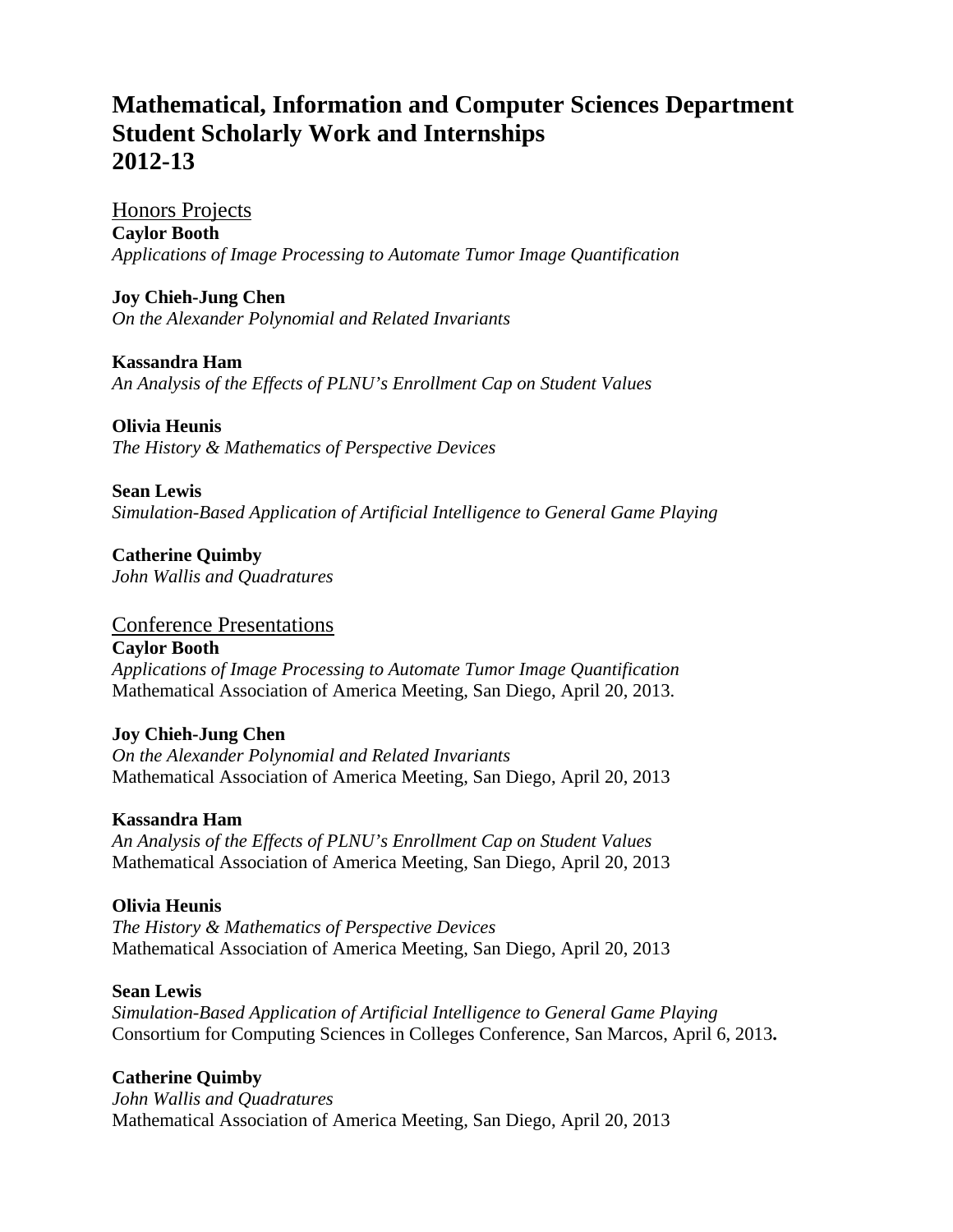# Mathematical, Information and Computer Sciences Department Student Scholarly Work and Internships 2012-13

## Honors Projects

**Caylor Booth**
*Applications of Image Processing to Automate Tumor Image Quantification*

**Joy Chieh-Jung Chen**
*On the Alexander Polynomial and Related Invariants*

**Kassandra Ham**
*An Analysis of the Effects of PLNU's Enrollment Cap on Student Values*

**Olivia Heunis**
*The History & Mathematics of Perspective Devices*

**Sean Lewis**
*Simulation-Based Application of Artificial Intelligence to General Game Playing*

**Catherine Quimby**
*John Wallis and Quadratures*

## Conference Presentations

**Caylor Booth**
*Applications of Image Processing to Automate Tumor Image Quantification*
Mathematical Association of America Meeting, San Diego, April 20, 2013.

**Joy Chieh-Jung Chen**
*On the Alexander Polynomial and Related Invariants*
Mathematical Association of America Meeting, San Diego, April 20, 2013

**Kassandra Ham**
*An Analysis of the Effects of PLNU's Enrollment Cap on Student Values*
Mathematical Association of America Meeting, San Diego, April 20, 2013

**Olivia Heunis**
*The History & Mathematics of Perspective Devices*
Mathematical Association of America Meeting, San Diego, April 20, 2013

**Sean Lewis**
*Simulation-Based Application of Artificial Intelligence to General Game Playing*
Consortium for Computing Sciences in Colleges Conference, San Marcos, April 6, 2013**.**

**Catherine Quimby**
*John Wallis and Quadratures*
Mathematical Association of America Meeting, San Diego, April 20, 2013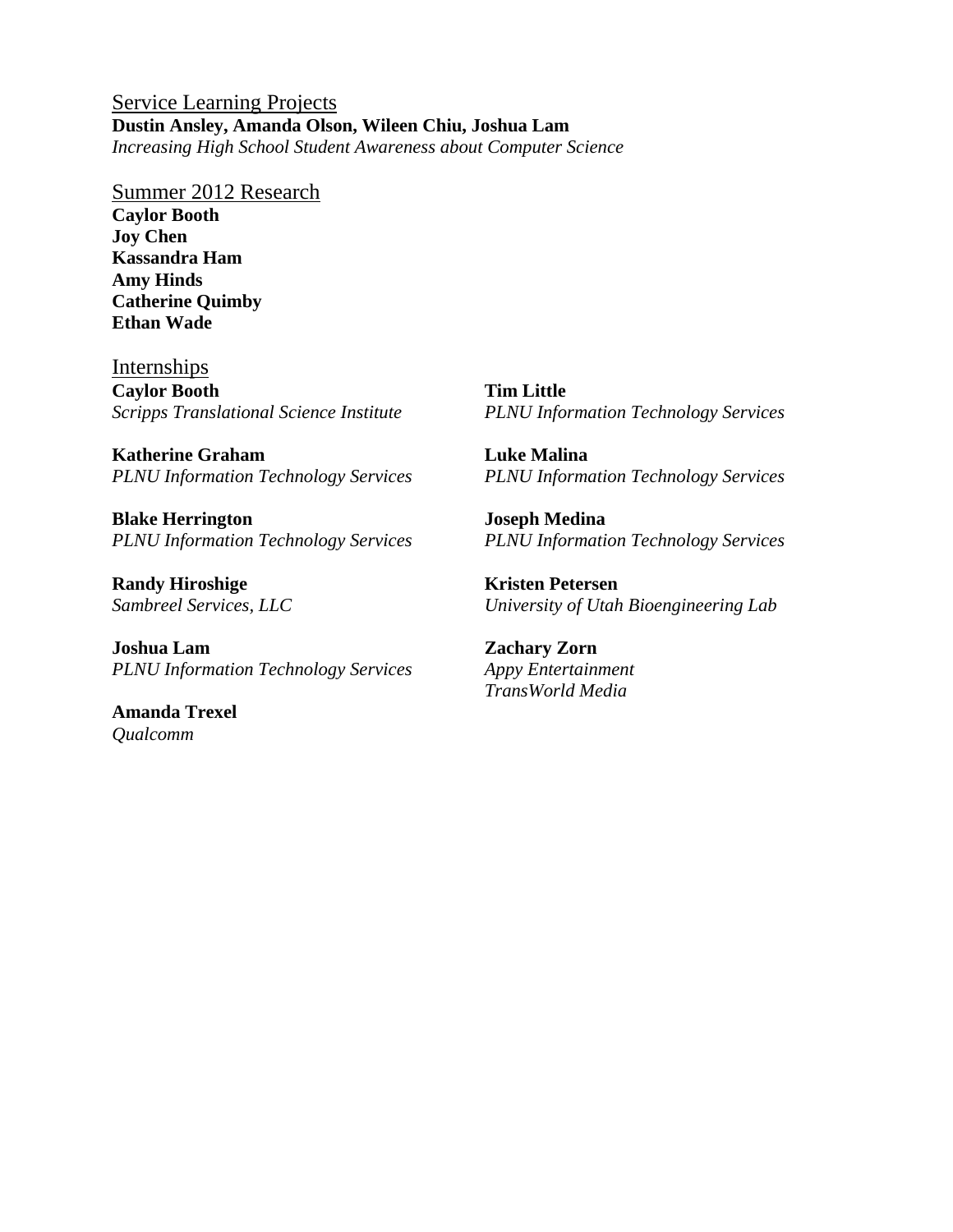## Service Learning Projects

**Dustin Ansley, Amanda Olson, Wileen Chiu, Joshua Lam**
*Increasing High School Student Awareness about Computer Science*

## Summer 2012 Research

**Caylor Booth**
**Joy Chen**
**Kassandra Ham**
**Amy Hinds**
**Catherine Quimby**
**Ethan Wade**

## Internships

**Caylor Booth**
*Scripps Translational Science Institute*

**Katherine Graham**
*PLNU Information Technology Services*

**Blake Herrington**
*PLNU Information Technology Services*

**Randy Hiroshige**
*Sambreel Services, LLC*

**Joshua Lam**
*PLNU Information Technology Services*

**Amanda Trexel**
*Qualcomm*

**Tim Little**
*PLNU Information Technology Services*

**Luke Malina**
*PLNU Information Technology Services*

**Joseph Medina**
*PLNU Information Technology Services*

**Kristen Petersen**
*University of Utah Bioengineering Lab*

**Zachary Zorn**
*Appy Entertainment*
*TransWorld Media*